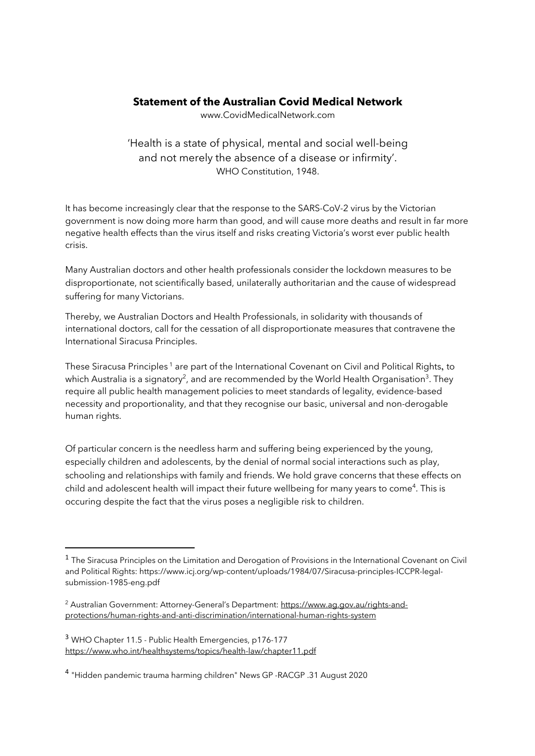**Statement of the Australian Covid Medical Network**

www.CovidMedicalNetwork.com

'Health is a state of physical, mental and social well-being and not merely the absence of a disease or infirmity'.
WHO Constitution, 1948.

It has become increasingly clear that the response to the SARS-CoV-2 virus by the Victorian government is now doing more harm than good, and will cause more deaths and result in far more negative health effects than the virus itself and risks creating Victoria's worst ever public health crisis.

Many Australian doctors and other health professionals consider the lockdown measures to be disproportionate, not scientifically based, unilaterally authoritarian and the cause of widespread suffering for many Victorians.

Thereby, we Australian Doctors and Health Professionals, in solidarity with thousands of international doctors, call for the cessation of all disproportionate measures that contravene the International Siracusa Principles.

These Siracusa Principles [1] are part of the International Covenant on Civil and Political Rights, to which Australia is a signatory[2], and are recommended by the World Health Organisation[3]. They require all public health management policies to meet standards of legality, evidence-based necessity and proportionality, and that they recognise our basic, universal and non-derogable human rights.

Of particular concern is the needless harm and suffering being experienced by the young, especially children and adolescents, by the denial of normal social interactions such as play, schooling and relationships with family and friends. We hold grave concerns that these effects on child and adolescent health will impact their future wellbeing for many years to come[4]. This is occuring despite the fact that the virus poses a negligible risk to children.

---

[1] The Siracusa Principles on the Limitation and Derogation of Provisions in the International Covenant on Civil and Political Rights: https://www.icj.org/wp-content/uploads/1984/07/Siracusa-principles-ICCPR-legal-submission-1985-eng.pdf

[2] Australian Government: Attorney-General's Department: https://www.ag.gov.au/rights-and-protections/human-rights-and-anti-discrimination/international-human-rights-system

[3] WHO Chapter 11.5 - Public Health Emergencies, p176-177 https://www.who.int/healthsystems/topics/health-law/chapter11.pdf

[4] "Hidden pandemic trauma harming children" News GP -RACGP .31 August 2020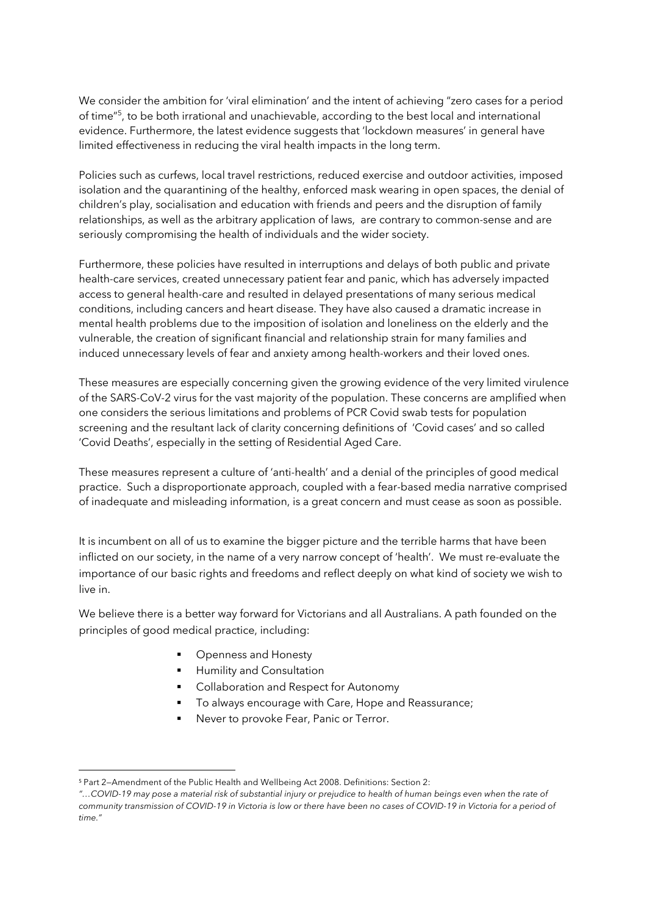We consider the ambition for 'viral elimination' and the intent of achieving "zero cases for a period of time"[5], to be both irrational and unachievable, according to the best local and international evidence. Furthermore, the latest evidence suggests that 'lockdown measures' in general have limited effectiveness in reducing the viral health impacts in the long term.

Policies such as curfews, local travel restrictions, reduced exercise and outdoor activities, imposed isolation and the quarantining of the healthy, enforced mask wearing in open spaces, the denial of children's play, socialisation and education with friends and peers and the disruption of family relationships, as well as the arbitrary application of laws, are contrary to common-sense and are seriously compromising the health of individuals and the wider society.

Furthermore, these policies have resulted in interruptions and delays of both public and private health-care services, created unnecessary patient fear and panic, which has adversely impacted access to general health-care and resulted in delayed presentations of many serious medical conditions, including cancers and heart disease. They have also caused a dramatic increase in mental health problems due to the imposition of isolation and loneliness on the elderly and the vulnerable, the creation of significant financial and relationship strain for many families and induced unnecessary levels of fear and anxiety among health-workers and their loved ones.

These measures are especially concerning given the growing evidence of the very limited virulence of the SARS-CoV-2 virus for the vast majority of the population. These concerns are amplified when one considers the serious limitations and problems of PCR Covid swab tests for population screening and the resultant lack of clarity concerning definitions of 'Covid cases' and so called 'Covid Deaths', especially in the setting of Residential Aged Care.

These measures represent a culture of 'anti-health' and a denial of the principles of good medical practice. Such a disproportionate approach, coupled with a fear-based media narrative comprised of inadequate and misleading information, is a great concern and must cease as soon as possible.

It is incumbent on all of us to examine the bigger picture and the terrible harms that have been inflicted on our society, in the name of a very narrow concept of 'health'. We must re-evaluate the importance of our basic rights and freedoms and reflect deeply on what kind of society we wish to live in.

We believe there is a better way forward for Victorians and all Australians. A path founded on the principles of good medical practice, including:

- Openness and Honesty
- Humility and Consultation
- Collaboration and Respect for Autonomy
- To always encourage with Care, Hope and Reassurance;
- Never to provoke Fear, Panic or Terror.

---

[5] Part 2—Amendment of the Public Health and Wellbeing Act 2008. Definitions: Section 2:
*"…COVID-19 may pose a material risk of substantial injury or prejudice to health of human beings even when the rate of community transmission of COVID-19 in Victoria is low or there have been no cases of COVID-19 in Victoria for a period of time."*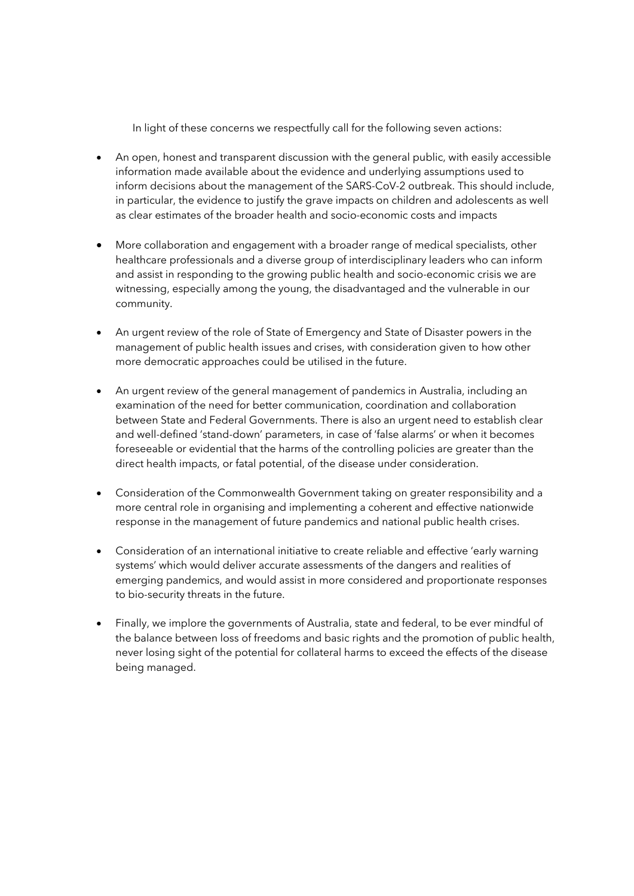In light of these concerns we respectfully call for the following seven actions:

- An open, honest and transparent discussion with the general public, with easily accessible information made available about the evidence and underlying assumptions used to inform decisions about the management of the SARS-CoV-2 outbreak. This should include, in particular, the evidence to justify the grave impacts on children and adolescents as well as clear estimates of the broader health and socio-economic costs and impacts

- More collaboration and engagement with a broader range of medical specialists, other healthcare professionals and a diverse group of interdisciplinary leaders who can inform and assist in responding to the growing public health and socio-economic crisis we are witnessing, especially among the young, the disadvantaged and the vulnerable in our community.

- An urgent review of the role of State of Emergency and State of Disaster powers in the management of public health issues and crises, with consideration given to how other more democratic approaches could be utilised in the future.

- An urgent review of the general management of pandemics in Australia, including an examination of the need for better communication, coordination and collaboration between State and Federal Governments. There is also an urgent need to establish clear and well-defined 'stand-down' parameters, in case of 'false alarms' or when it becomes foreseeable or evidential that the harms of the controlling policies are greater than the direct health impacts, or fatal potential, of the disease under consideration.

- Consideration of the Commonwealth Government taking on greater responsibility and a more central role in organising and implementing a coherent and effective nationwide response in the management of future pandemics and national public health crises.

- Consideration of an international initiative to create reliable and effective 'early warning systems' which would deliver accurate assessments of the dangers and realities of emerging pandemics, and would assist in more considered and proportionate responses to bio-security threats in the future.

- Finally, we implore the governments of Australia, state and federal, to be ever mindful of the balance between loss of freedoms and basic rights and the promotion of public health, never losing sight of the potential for collateral harms to exceed the effects of the disease being managed.